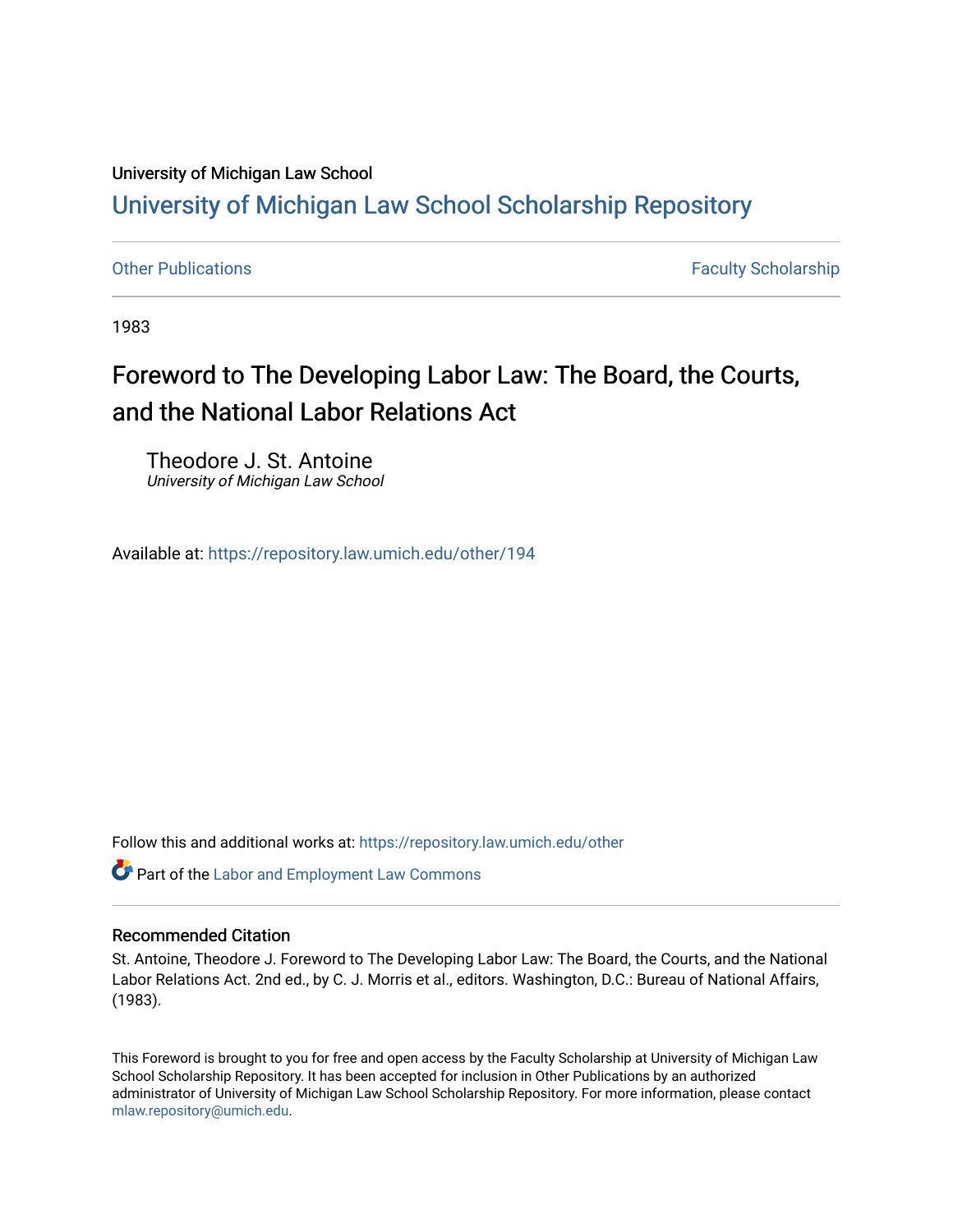University of Michigan Law School

# University of Michigan Law School Scholarship Repository

Other Publications

Faculty Scholarship

1983

## Foreword to The Developing Labor Law: The Board, the Courts, and the National Labor Relations Act

Theodore J. St. Antoine
*University of Michigan Law School*

Available at: https://repository.law.umich.edu/other/194

Follow this and additional works at: https://repository.law.umich.edu/other

Part of the Labor and Employment Law Commons

### Recommended Citation

St. Antoine, Theodore J. Foreword to The Developing Labor Law: The Board, the Courts, and the National Labor Relations Act. 2nd ed., by C. J. Morris et al., editors. Washington, D.C.: Bureau of National Affairs, (1983).

This Foreword is brought to you for free and open access by the Faculty Scholarship at University of Michigan Law School Scholarship Repository. It has been accepted for inclusion in Other Publications by an authorized administrator of University of Michigan Law School Scholarship Repository. For more information, please contact mlaw.repository@umich.edu.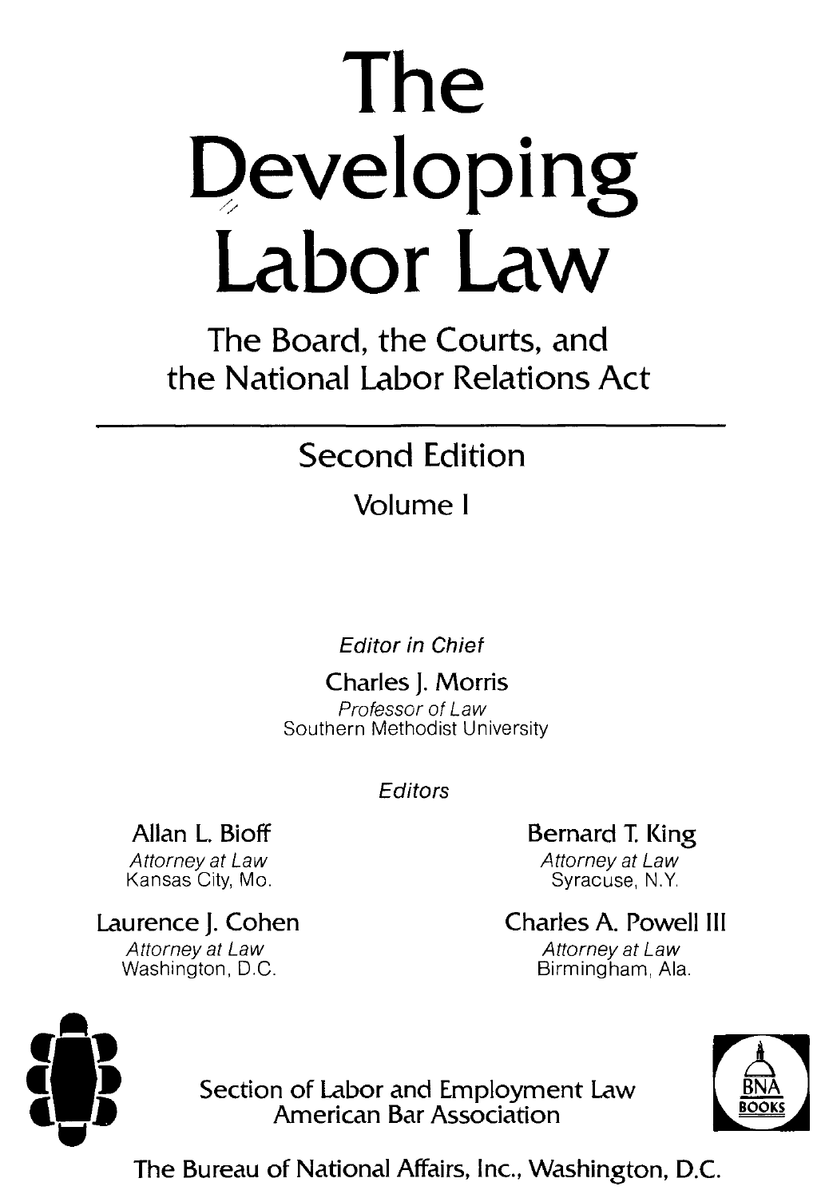# The Developing Labor Law

## The Board, the Courts, and the National Labor Relations Act

### Second Edition

Volume I

*Editor in Chief*

**Charles J. Morris**
*Professor of Law*
Southern Methodist University

*Editors*

**Allan L. Bioff**
*Attorney at Law*
Kansas City, Mo.

**Bernard T. King**
*Attorney at Law*
Syracuse, N.Y.

**Laurence J. Cohen**
*Attorney at Law*
Washington, D.C.

**Charles A. Powell III**
*Attorney at Law*
Birmingham, Ala.

Section of Labor and Employment Law
American Bar Association

BNA BOOKS

The Bureau of National Affairs, Inc., Washington, D.C.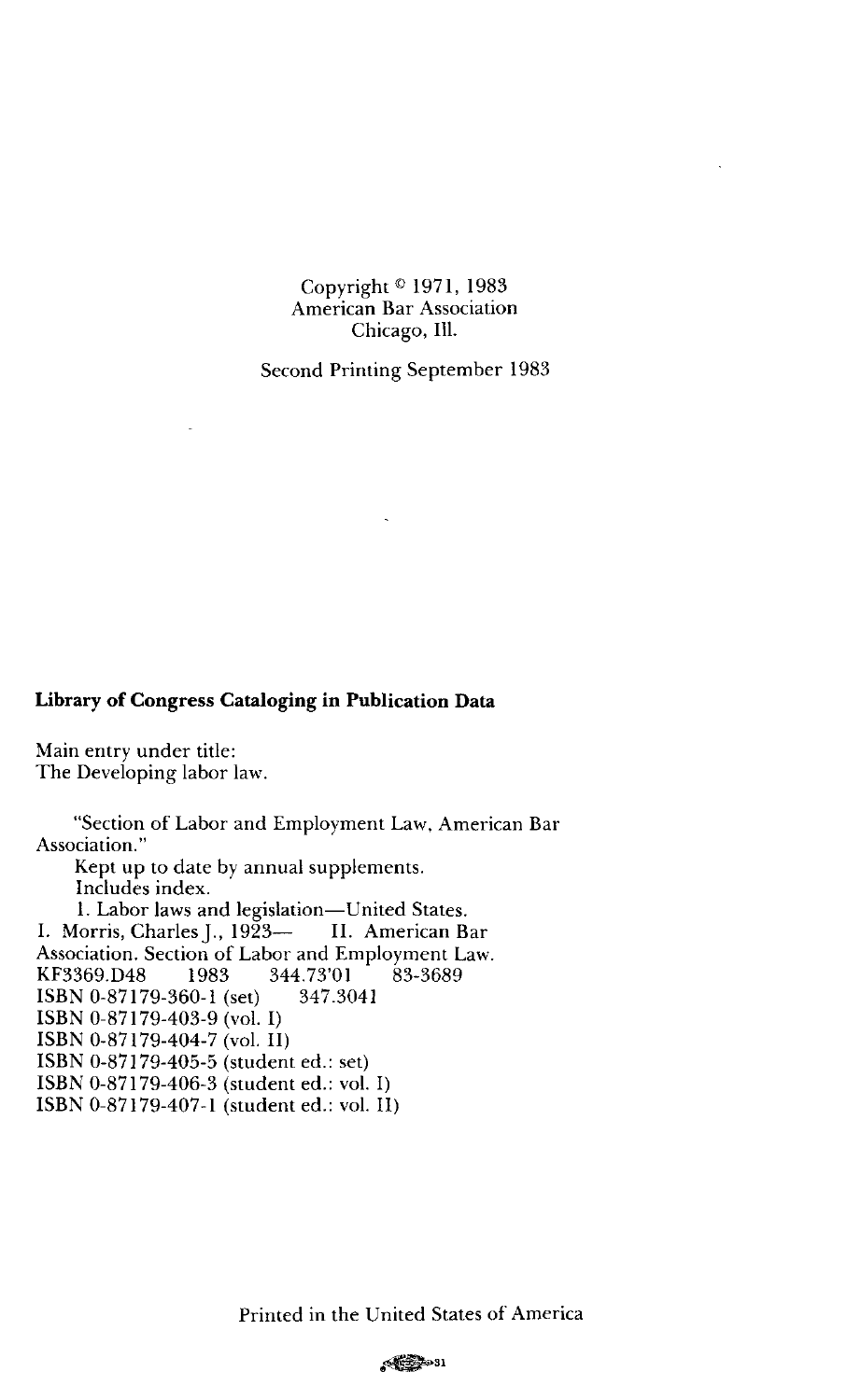Copyright © 1971, 1983
American Bar Association
Chicago, Ill.

Second Printing September 1983

**Library of Congress Cataloging in Publication Data**

Main entry under title:
The Developing labor law.

"Section of Labor and Employment Law, American Bar Association."
Kept up to date by annual supplements.
Includes index.
1. Labor laws and legislation—United States.
I. Morris, Charles J., 1923— II. American Bar Association. Section of Labor and Employment Law.
KF3369.D48 1983 344.73'01 83-3689
ISBN 0-87179-360-1 (set) 347.3041
ISBN 0-87179-403-9 (vol. I)
ISBN 0-87179-404-7 (vol. II)
ISBN 0-87179-405-5 (student ed.: set)
ISBN 0-87179-406-3 (student ed.: vol. I)
ISBN 0-87179-407-1 (student ed.: vol. II)

Printed in the United States of America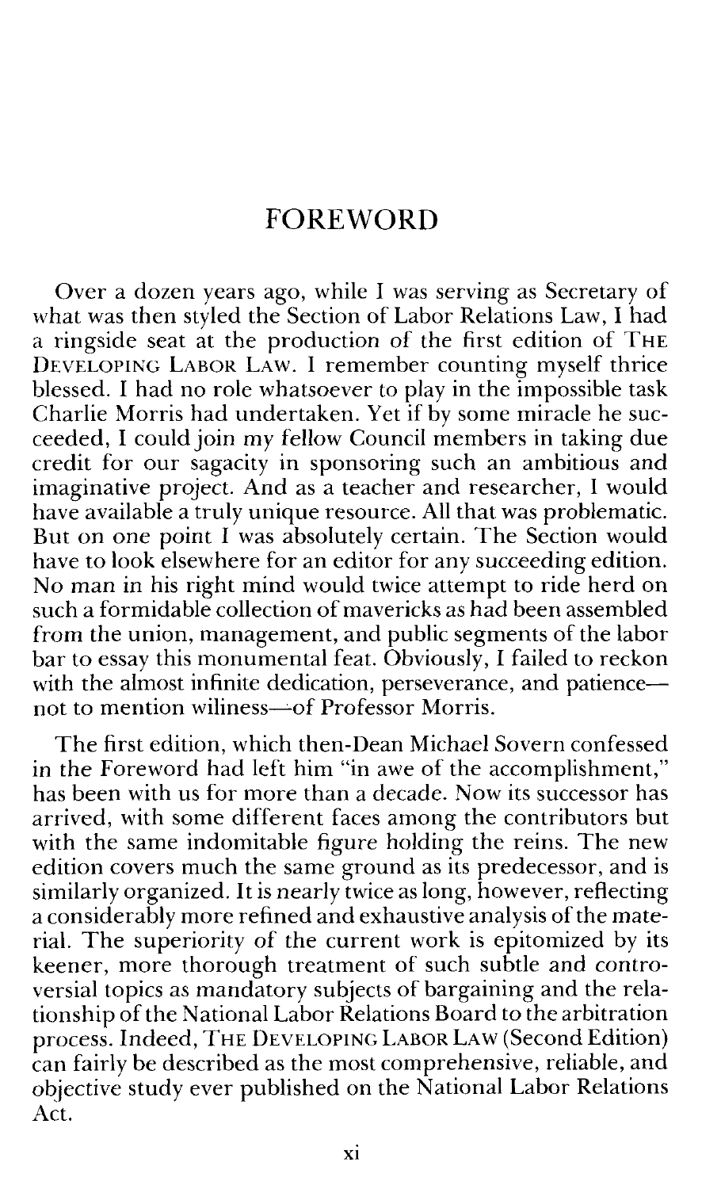# FOREWORD

Over a dozen years ago, while I was serving as Secretary of what was then styled the Section of Labor Relations Law, I had a ringside seat at the production of the first edition of The Developing Labor Law. I remember counting myself thrice blessed. I had no role whatsoever to play in the impossible task Charlie Morris had undertaken. Yet if by some miracle he succeeded, I could join my fellow Council members in taking due credit for our sagacity in sponsoring such an ambitious and imaginative project. And as a teacher and researcher, I would have available a truly unique resource. All that was problematic. But on one point I was absolutely certain. The Section would have to look elsewhere for an editor for any succeeding edition. No man in his right mind would twice attempt to ride herd on such a formidable collection of mavericks as had been assembled from the union, management, and public segments of the labor bar to essay this monumental feat. Obviously, I failed to reckon with the almost infinite dedication, perseverance, and patience—not to mention wiliness—of Professor Morris.

The first edition, which then-Dean Michael Sovern confessed in the Foreword had left him "in awe of the accomplishment," has been with us for more than a decade. Now its successor has arrived, with some different faces among the contributors but with the same indomitable figure holding the reins. The new edition covers much the same ground as its predecessor, and is similarly organized. It is nearly twice as long, however, reflecting a considerably more refined and exhaustive analysis of the material. The superiority of the current work is epitomized by its keener, more thorough treatment of such subtle and controversial topics as mandatory subjects of bargaining and the relationship of the National Labor Relations Board to the arbitration process. Indeed, The Developing Labor Law (Second Edition) can fairly be described as the most comprehensive, reliable, and objective study ever published on the National Labor Relations Act.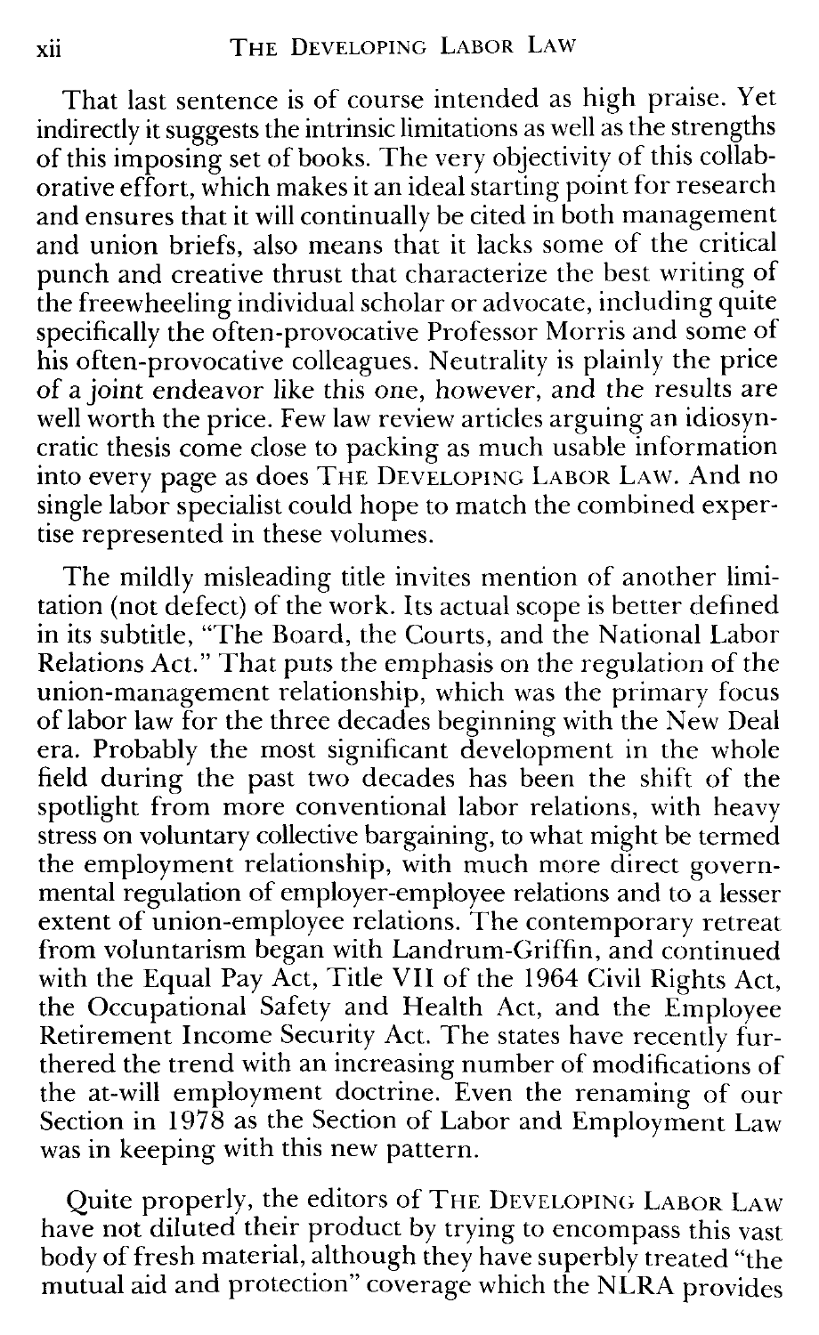That last sentence is of course intended as high praise. Yet indirectly it suggests the intrinsic limitations as well as the strengths of this imposing set of books. The very objectivity of this collaborative effort, which makes it an ideal starting point for research and ensures that it will continually be cited in both management and union briefs, also means that it lacks some of the critical punch and creative thrust that characterize the best writing of the freewheeling individual scholar or advocate, including quite specifically the often-provocative Professor Morris and some of his often-provocative colleagues. Neutrality is plainly the price of a joint endeavor like this one, however, and the results are well worth the price. Few law review articles arguing an idiosyncratic thesis come close to packing as much usable information into every page as does THE DEVELOPING LABOR LAW. And no single labor specialist could hope to match the combined expertise represented in these volumes.

The mildly misleading title invites mention of another limitation (not defect) of the work. Its actual scope is better defined in its subtitle, "The Board, the Courts, and the National Labor Relations Act." That puts the emphasis on the regulation of the union-management relationship, which was the primary focus of labor law for the three decades beginning with the New Deal era. Probably the most significant development in the whole field during the past two decades has been the shift of the spotlight from more conventional labor relations, with heavy stress on voluntary collective bargaining, to what might be termed the employment relationship, with much more direct governmental regulation of employer-employee relations and to a lesser extent of union-employee relations. The contemporary retreat from voluntarism began with Landrum-Griffin, and continued with the Equal Pay Act, Title VII of the 1964 Civil Rights Act, the Occupational Safety and Health Act, and the Employee Retirement Income Security Act. The states have recently furthered the trend with an increasing number of modifications of the at-will employment doctrine. Even the renaming of our Section in 1978 as the Section of Labor and Employment Law was in keeping with this new pattern.

Quite properly, the editors of THE DEVELOPING LABOR LAW have not diluted their product by trying to encompass this vast body of fresh material, although they have superbly treated "the mutual aid and protection" coverage which the NLRA provides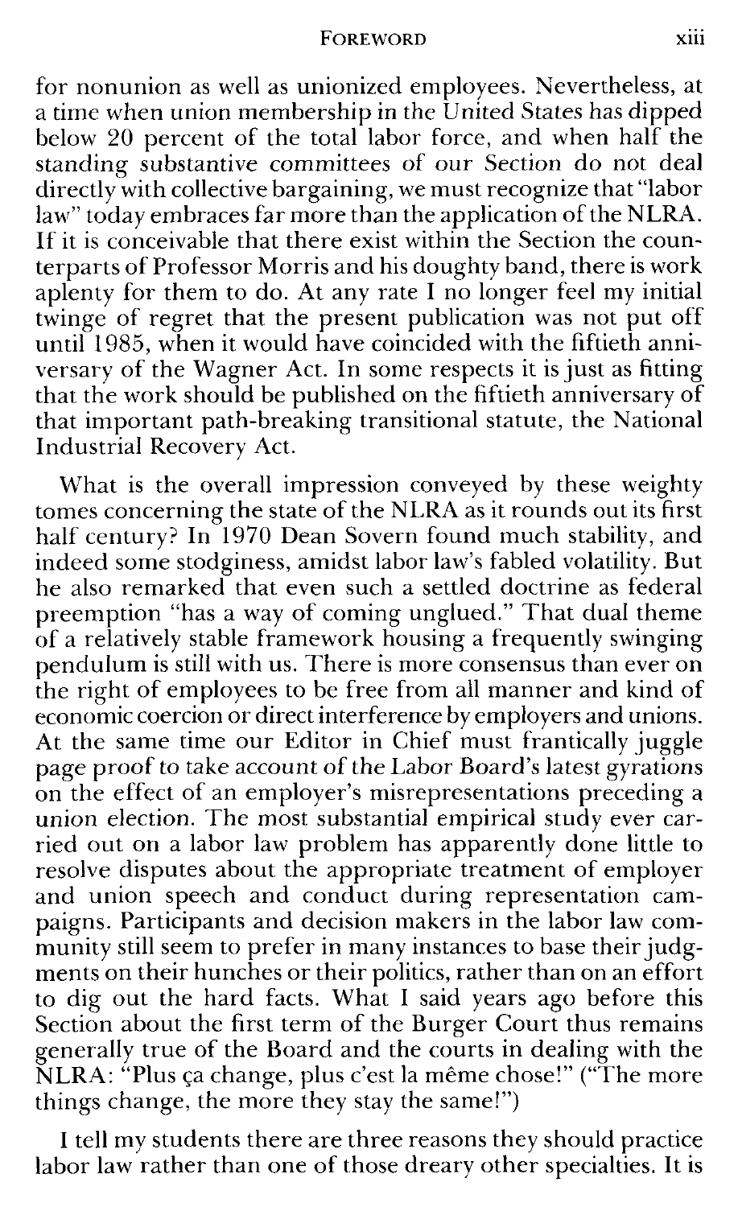for nonunion as well as unionized employees. Nevertheless, at a time when union membership in the United States has dipped below 20 percent of the total labor force, and when half the standing substantive committees of our Section do not deal directly with collective bargaining, we must recognize that "labor law" today embraces far more than the application of the NLRA. If it is conceivable that there exist within the Section the counterparts of Professor Morris and his doughty band, there is work aplenty for them to do. At any rate I no longer feel my initial twinge of regret that the present publication was not put off until 1985, when it would have coincided with the fiftieth anniversary of the Wagner Act. In some respects it is just as fitting that the work should be published on the fiftieth anniversary of that important path-breaking transitional statute, the National Industrial Recovery Act.

What is the overall impression conveyed by these weighty tomes concerning the state of the NLRA as it rounds out its first half century? In 1970 Dean Sovern found much stability, and indeed some stodginess, amidst labor law's fabled volatility. But he also remarked that even such a settled doctrine as federal preemption "has a way of coming unglued." That dual theme of a relatively stable framework housing a frequently swinging pendulum is still with us. There is more consensus than ever on the right of employees to be free from all manner and kind of economic coercion or direct interference by employers and unions. At the same time our Editor in Chief must frantically juggle page proof to take account of the Labor Board's latest gyrations on the effect of an employer's misrepresentations preceding a union election. The most substantial empirical study ever carried out on a labor law problem has apparently done little to resolve disputes about the appropriate treatment of employer and union speech and conduct during representation campaigns. Participants and decision makers in the labor law community still seem to prefer in many instances to base their judgments on their hunches or their politics, rather than on an effort to dig out the hard facts. What I said years ago before this Section about the first term of the Burger Court thus remains generally true of the Board and the courts in dealing with the NLRA: "Plus ça change, plus c'est la même chose!" ("The more things change, the more they stay the same!")

I tell my students there are three reasons they should practice labor law rather than one of those dreary other specialties. It is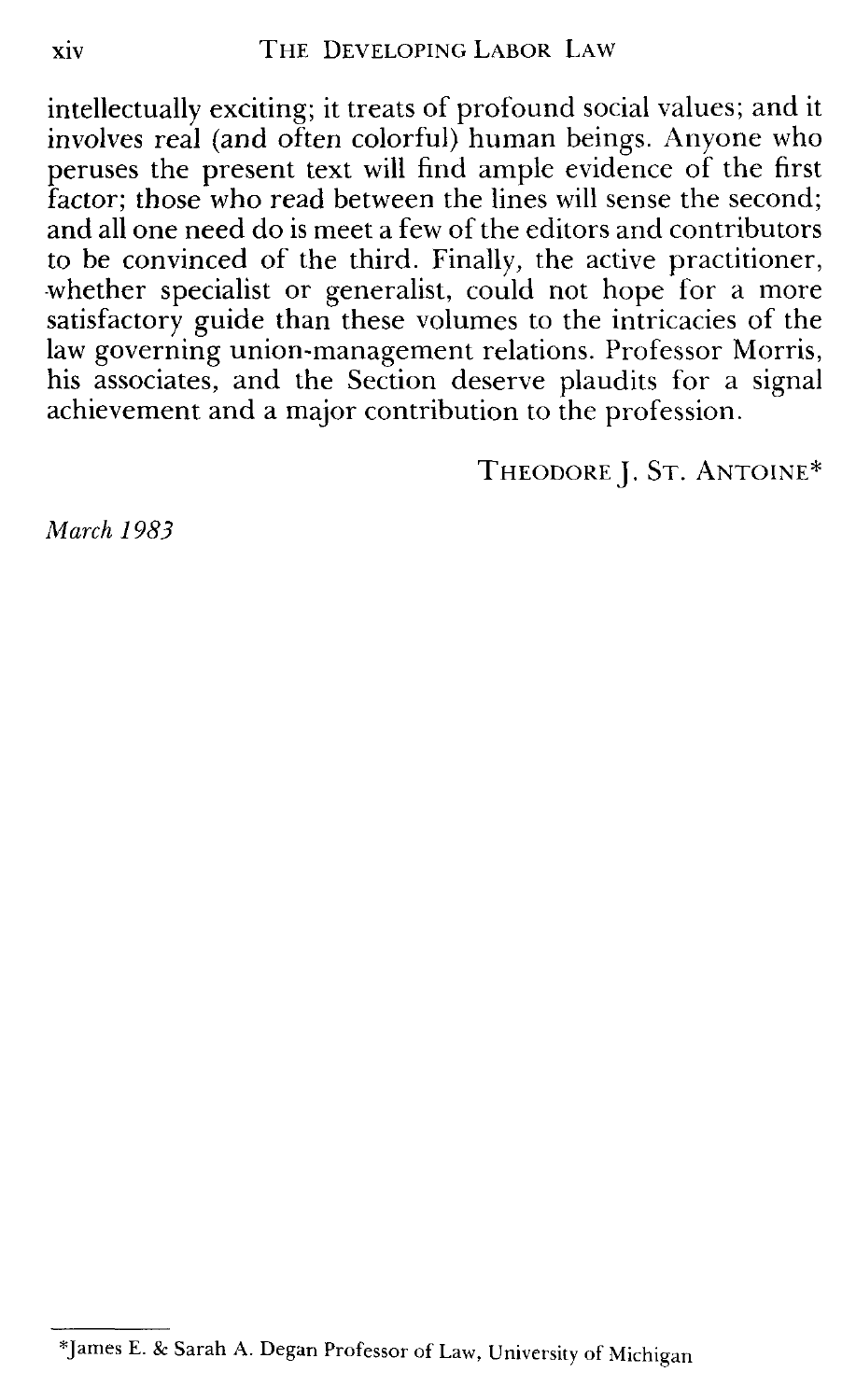intellectually exciting; it treats of profound social values; and it involves real (and often colorful) human beings. Anyone who peruses the present text will find ample evidence of the first factor; those who read between the lines will sense the second; and all one need do is meet a few of the editors and contributors to be convinced of the third. Finally, the active practitioner, whether specialist or generalist, could not hope for a more satisfactory guide than these volumes to the intricacies of the law governing union-management relations. Professor Morris, his associates, and the Section deserve plaudits for a signal achievement and a major contribution to the profession.

THEODORE J. ST. ANTOINE*

*March 1983*

---

*James E. & Sarah A. Degan Professor of Law, University of Michigan